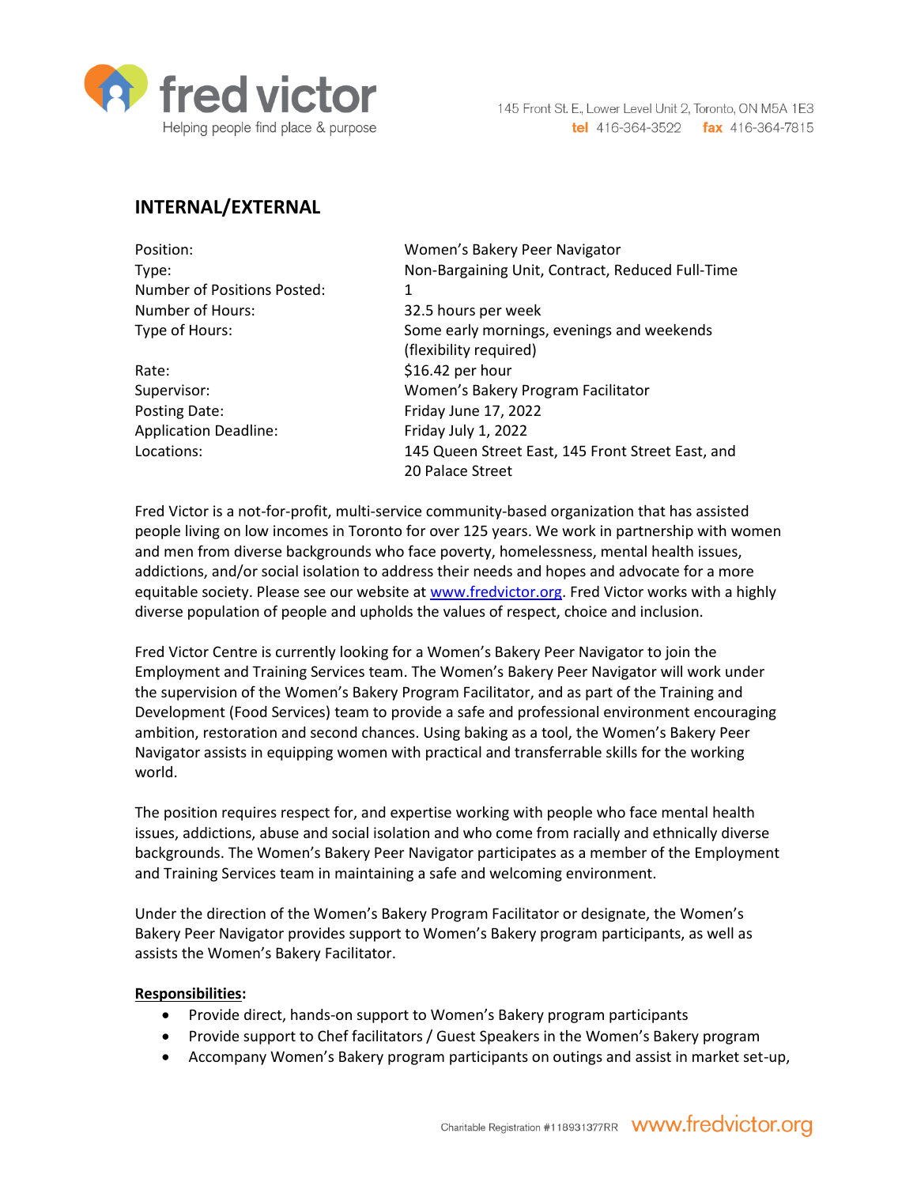fred victor

Helping people find place & purpose

145 Front St. E., Lower Level Unit 2, Toronto, ON M5A 1E3
**tel** 416-364-3522 **fax** 416-364-7815

## INTERNAL/EXTERNAL

| | |
|---|---|
| Position: | Women's Bakery Peer Navigator |
| Type: | Non-Bargaining Unit, Contract, Reduced Full-Time |
| Number of Positions Posted: | 1 |
| Number of Hours: | 32.5 hours per week |
| Type of Hours: | Some early mornings, evenings and weekends (flexibility required) |
| Rate: | $16.42 per hour |
| Supervisor: | Women's Bakery Program Facilitator |
| Posting Date: | Friday June 17, 2022 |
| Application Deadline: | Friday July 1, 2022 |
| Locations: | 145 Queen Street East, 145 Front Street East, and 20 Palace Street |

Fred Victor is a not-for-profit, multi-service community-based organization that has assisted people living on low incomes in Toronto for over 125 years. We work in partnership with women and men from diverse backgrounds who face poverty, homelessness, mental health issues, addictions, and/or social isolation to address their needs and hopes and advocate for a more equitable society. Please see our website at [www.fredvictor.org](http://www.fredvictor.org). Fred Victor works with a highly diverse population of people and upholds the values of respect, choice and inclusion.

Fred Victor Centre is currently looking for a Women's Bakery Peer Navigator to join the Employment and Training Services team. The Women's Bakery Peer Navigator will work under the supervision of the Women's Bakery Program Facilitator, and as part of the Training and Development (Food Services) team to provide a safe and professional environment encouraging ambition, restoration and second chances. Using baking as a tool, the Women's Bakery Peer Navigator assists in equipping women with practical and transferrable skills for the working world.

The position requires respect for, and expertise working with people who face mental health issues, addictions, abuse and social isolation and who come from racially and ethnically diverse backgrounds. The Women's Bakery Peer Navigator participates as a member of the Employment and Training Services team in maintaining a safe and welcoming environment.

Under the direction of the Women's Bakery Program Facilitator or designate, the Women's Bakery Peer Navigator provides support to Women's Bakery program participants, as well as assists the Women's Bakery Facilitator.

**Responsibilities:**

- Provide direct, hands-on support to Women's Bakery program participants
- Provide support to Chef facilitators / Guest Speakers in the Women's Bakery program
- Accompany Women's Bakery program participants on outings and assist in market set-up,

Charitable Registration #118931377RR www.fredvictor.org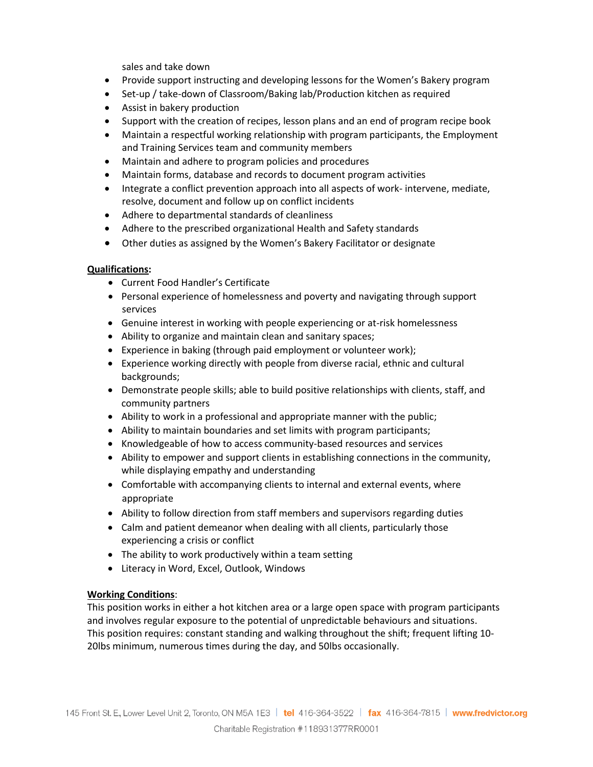sales and take down

- Provide support instructing and developing lessons for the Women's Bakery program
- Set-up / take-down of Classroom/Baking lab/Production kitchen as required
- Assist in bakery production
- Support with the creation of recipes, lesson plans and an end of program recipe book
- Maintain a respectful working relationship with program participants, the Employment and Training Services team and community members
- Maintain and adhere to program policies and procedures
- Maintain forms, database and records to document program activities
- Integrate a conflict prevention approach into all aspects of work- intervene, mediate, resolve, document and follow up on conflict incidents
- Adhere to departmental standards of cleanliness
- Adhere to the prescribed organizational Health and Safety standards
- Other duties as assigned by the Women's Bakery Facilitator or designate

**Qualifications:**

- Current Food Handler's Certificate
- Personal experience of homelessness and poverty and navigating through support services
- Genuine interest in working with people experiencing or at-risk homelessness
- Ability to organize and maintain clean and sanitary spaces;
- Experience in baking (through paid employment or volunteer work);
- Experience working directly with people from diverse racial, ethnic and cultural backgrounds;
- Demonstrate people skills; able to build positive relationships with clients, staff, and community partners
- Ability to work in a professional and appropriate manner with the public;
- Ability to maintain boundaries and set limits with program participants;
- Knowledgeable of how to access community-based resources and services
- Ability to empower and support clients in establishing connections in the community, while displaying empathy and understanding
- Comfortable with accompanying clients to internal and external events, where appropriate
- Ability to follow direction from staff members and supervisors regarding duties
- Calm and patient demeanor when dealing with all clients, particularly those experiencing a crisis or conflict
- The ability to work productively within a team setting
- Literacy in Word, Excel, Outlook, Windows

**Working Conditions**:

This position works in either a hot kitchen area or a large open space with program participants and involves regular exposure to the potential of unpredictable behaviours and situations. This position requires: constant standing and walking throughout the shift; frequent lifting 10-20lbs minimum, numerous times during the day, and 50lbs occasionally.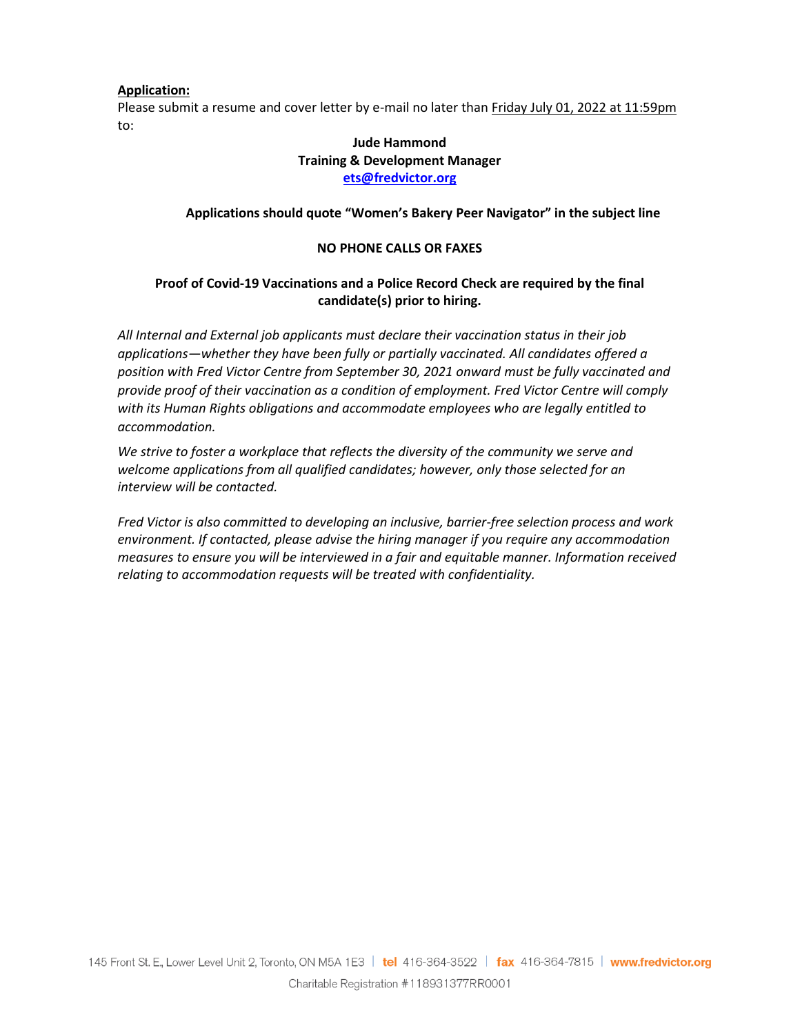**Application:**

Please submit a resume and cover letter by e-mail no later than Friday July 01, 2022 at 11:59pm to:

**Jude Hammond**
**Training & Development Manager**
**ets@fredvictor.org**

**Applications should quote "Women's Bakery Peer Navigator" in the subject line**

**NO PHONE CALLS OR FAXES**

**Proof of Covid-19 Vaccinations and a Police Record Check are required by the final candidate(s) prior to hiring.**

*All Internal and External job applicants must declare their vaccination status in their job applications—whether they have been fully or partially vaccinated. All candidates offered a position with Fred Victor Centre from September 30, 2021 onward must be fully vaccinated and provide proof of their vaccination as a condition of employment. Fred Victor Centre will comply with its Human Rights obligations and accommodate employees who are legally entitled to accommodation.*

*We strive to foster a workplace that reflects the diversity of the community we serve and welcome applications from all qualified candidates; however, only those selected for an interview will be contacted.*

*Fred Victor is also committed to developing an inclusive, barrier-free selection process and work environment. If contacted, please advise the hiring manager if you require any accommodation measures to ensure you will be interviewed in a fair and equitable manner. Information received relating to accommodation requests will be treated with confidentiality.*